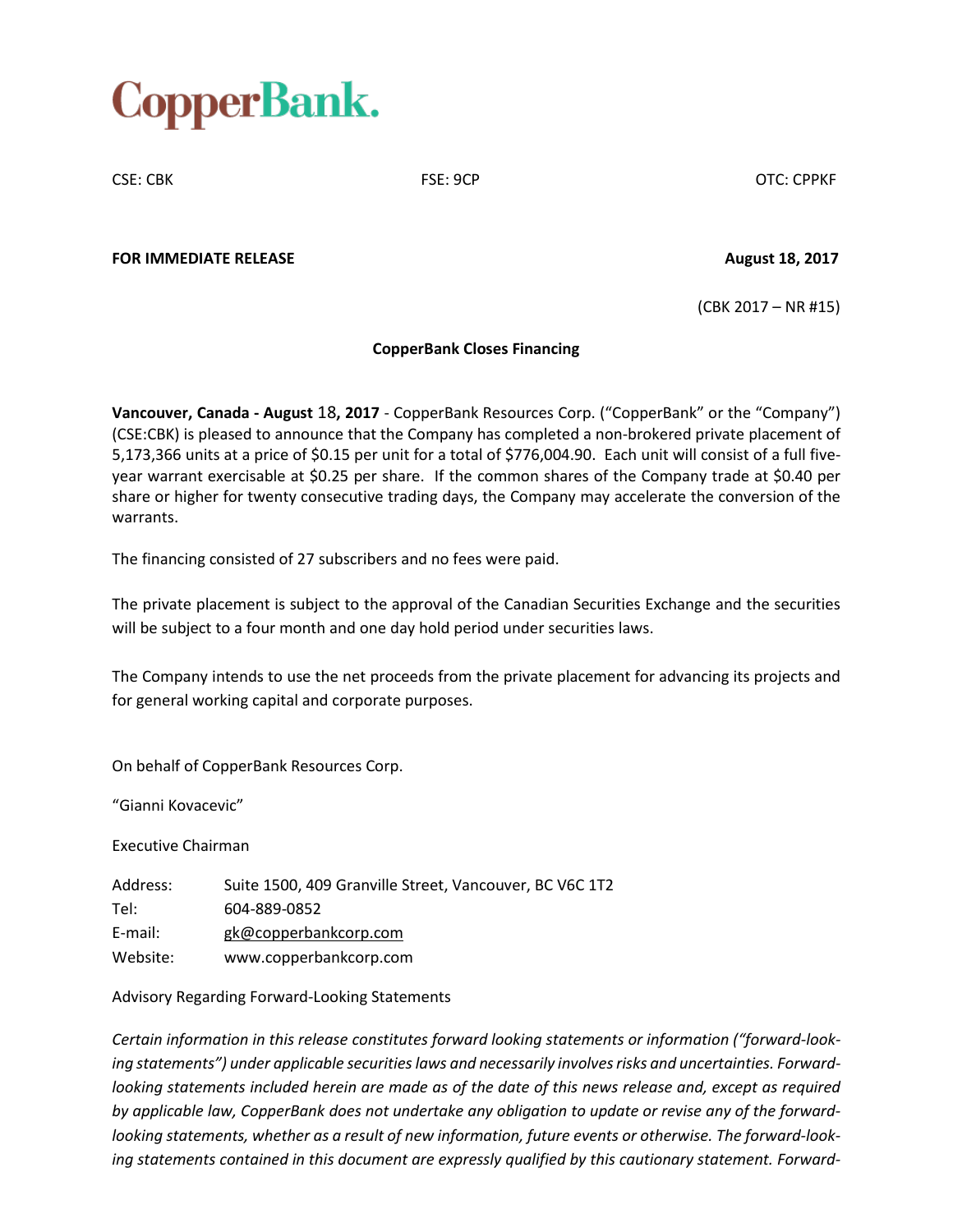# CopperBank.

CSE: CBK FSE: 9CP OTC: CPPKF

**FOR IMMEDIATE RELEASE** **August 18, 2017**

(CBK 2017 – NR #15)

**CopperBank Closes Financing**

**Vancouver, Canada - August 18, 2017** - CopperBank Resources Corp. ("CopperBank" or the "Company") (CSE:CBK) is pleased to announce that the Company has completed a non-brokered private placement of 5,173,366 units at a price of $0.15 per unit for a total of $776,004.90. Each unit will consist of a full five-year warrant exercisable at $0.25 per share. If the common shares of the Company trade at $0.40 per share or higher for twenty consecutive trading days, the Company may accelerate the conversion of the warrants.

The financing consisted of 27 subscribers and no fees were paid.

The private placement is subject to the approval of the Canadian Securities Exchange and the securities will be subject to a four month and one day hold period under securities laws.

The Company intends to use the net proceeds from the private placement for advancing its projects and for general working capital and corporate purposes.

On behalf of CopperBank Resources Corp.

"Gianni Kovacevic"

Executive Chairman

| | |
|---|---|
| Address: | Suite 1500, 409 Granville Street, Vancouver, BC V6C 1T2 |
| Tel: | 604-889-0852 |
| E-mail: | gk@copperbankcorp.com |
| Website: | www.copperbankcorp.com |

Advisory Regarding Forward-Looking Statements

*Certain information in this release constitutes forward looking statements or information ("forward-looking statements") under applicable securities laws and necessarily involves risks and uncertainties. Forward-looking statements included herein are made as of the date of this news release and, except as required by applicable law, CopperBank does not undertake any obligation to update or revise any of the forward-looking statements, whether as a result of new information, future events or otherwise. The forward-looking statements contained in this document are expressly qualified by this cautionary statement. Forward-*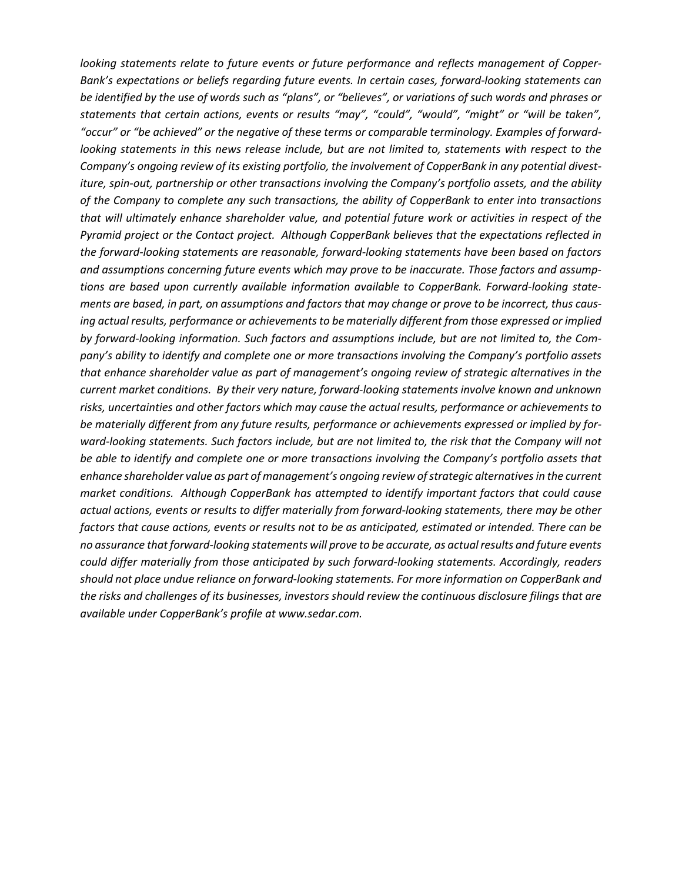*looking statements relate to future events or future performance and reflects management of CopperBank's expectations or beliefs regarding future events. In certain cases, forward-looking statements can be identified by the use of words such as "plans", or "believes", or variations of such words and phrases or statements that certain actions, events or results "may", "could", "would", "might" or "will be taken", "occur" or "be achieved" or the negative of these terms or comparable terminology. Examples of forward-looking statements in this news release include, but are not limited to, statements with respect to the Company's ongoing review of its existing portfolio, the involvement of CopperBank in any potential divestiture, spin-out, partnership or other transactions involving the Company's portfolio assets, and the ability of the Company to complete any such transactions, the ability of CopperBank to enter into transactions that will ultimately enhance shareholder value, and potential future work or activities in respect of the Pyramid project or the Contact project. Although CopperBank believes that the expectations reflected in the forward-looking statements are reasonable, forward-looking statements have been based on factors and assumptions concerning future events which may prove to be inaccurate. Those factors and assumptions are based upon currently available information available to CopperBank. Forward-looking statements are based, in part, on assumptions and factors that may change or prove to be incorrect, thus causing actual results, performance or achievements to be materially different from those expressed or implied by forward-looking information. Such factors and assumptions include, but are not limited to, the Company's ability to identify and complete one or more transactions involving the Company's portfolio assets that enhance shareholder value as part of management's ongoing review of strategic alternatives in the current market conditions. By their very nature, forward-looking statements involve known and unknown risks, uncertainties and other factors which may cause the actual results, performance or achievements to be materially different from any future results, performance or achievements expressed or implied by forward-looking statements. Such factors include, but are not limited to, the risk that the Company will not be able to identify and complete one or more transactions involving the Company's portfolio assets that enhance shareholder value as part of management's ongoing review of strategic alternatives in the current market conditions. Although CopperBank has attempted to identify important factors that could cause actual actions, events or results to differ materially from forward-looking statements, there may be other factors that cause actions, events or results not to be as anticipated, estimated or intended. There can be no assurance that forward-looking statements will prove to be accurate, as actual results and future events could differ materially from those anticipated by such forward-looking statements. Accordingly, readers should not place undue reliance on forward-looking statements. For more information on CopperBank and the risks and challenges of its businesses, investors should review the continuous disclosure filings that are available under CopperBank's profile at www.sedar.com.*